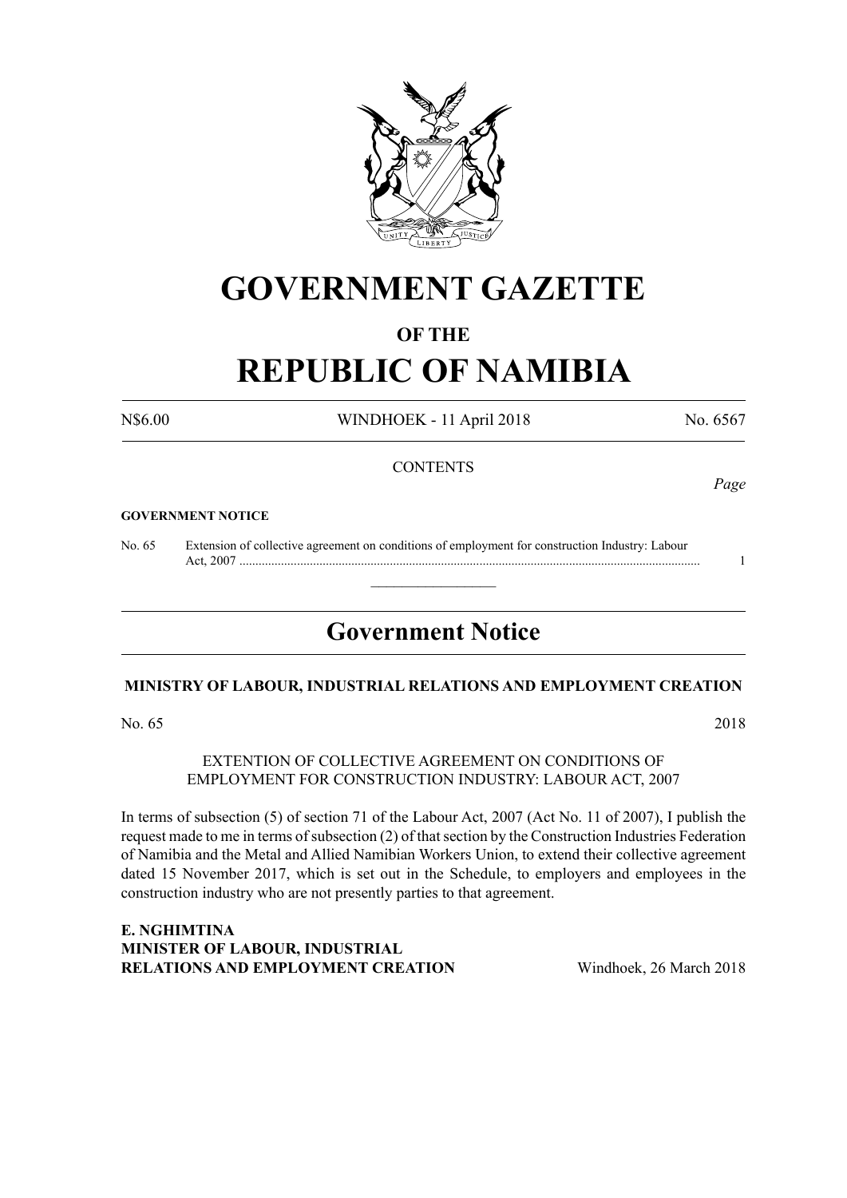# GOVERNMENT GAZETTE

## OF THE

# REPUBLIC OF NAMIBIA

N$6.00 WINDHOEK - 11 April 2018 No. 6567

CONTENTS

*Page*

**GOVERNMENT NOTICE**

No. 65 Extension of collective agreement on conditions of employment for construction Industry: Labour Act, 2007 ............................................................................................................................... 1

---

## Government Notice

**MINISTRY OF LABOUR, INDUSTRIAL RELATIONS AND EMPLOYMENT CREATION**

No. 65 2018

EXTENTION OF COLLECTIVE AGREEMENT ON CONDITIONS OF EMPLOYMENT FOR CONSTRUCTION INDUSTRY: LABOUR ACT, 2007

In terms of subsection (5) of section 71 of the Labour Act, 2007 (Act No. 11 of 2007), I publish the request made to me in terms of subsection (2) of that section by the Construction Industries Federation of Namibia and the Metal and Allied Namibian Workers Union, to extend their collective agreement dated 15 November 2017, which is set out in the Schedule, to employers and employees in the construction industry who are not presently parties to that agreement.

**E. NGHIMTINA**
**MINISTER OF LABOUR, INDUSTRIAL RELATIONS AND EMPLOYMENT CREATION** Windhoek, 26 March 2018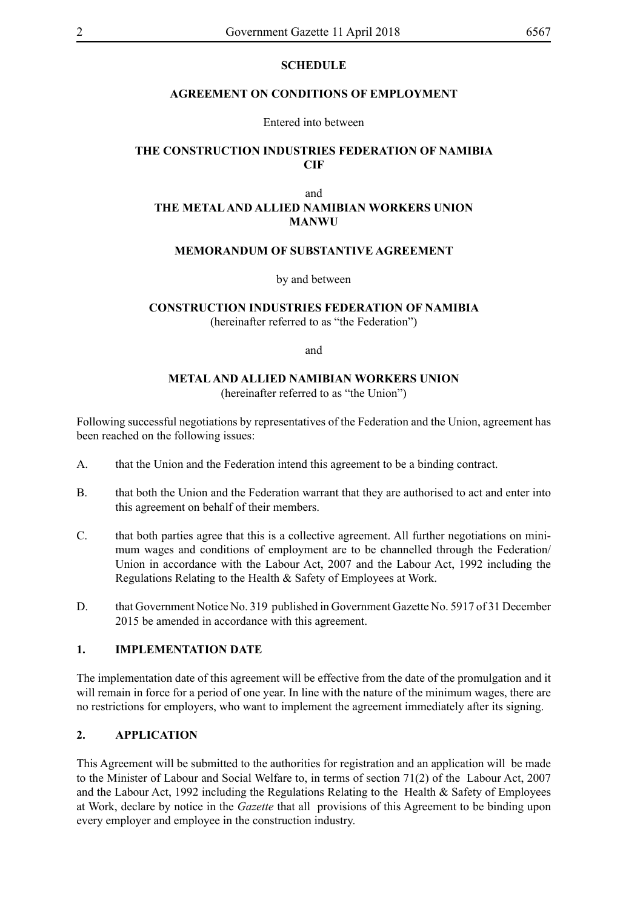**SCHEDULE**

**AGREEMENT ON CONDITIONS OF EMPLOYMENT**

Entered into between

**THE CONSTRUCTION INDUSTRIES FEDERATION OF NAMIBIA**
**CIF**

and

**THE METAL AND ALLIED NAMIBIAN WORKERS UNION**
**MANWU**

**MEMORANDUM OF SUBSTANTIVE AGREEMENT**

by and between

**CONSTRUCTION INDUSTRIES FEDERATION OF NAMIBIA**
(hereinafter referred to as "the Federation")

and

**METAL AND ALLIED NAMIBIAN WORKERS UNION**
(hereinafter referred to as "the Union")

Following successful negotiations by representatives of the Federation and the Union, agreement has been reached on the following issues:

A. that the Union and the Federation intend this agreement to be a binding contract.

B. that both the Union and the Federation warrant that they are authorised to act and enter into this agreement on behalf of their members.

C. that both parties agree that this is a collective agreement. All further negotiations on minimum wages and conditions of employment are to be channelled through the Federation/ Union in accordance with the Labour Act, 2007 and the Labour Act, 1992 including the Regulations Relating to the Health & Safety of Employees at Work.

D. that Government Notice No. 319 published in Government Gazette No. 5917 of 31 December 2015 be amended in accordance with this agreement.

## 1. IMPLEMENTATION DATE

The implementation date of this agreement will be effective from the date of the promulgation and it will remain in force for a period of one year. In line with the nature of the minimum wages, there are no restrictions for employers, who want to implement the agreement immediately after its signing.

## 2. APPLICATION

This Agreement will be submitted to the authorities for registration and an application will be made to the Minister of Labour and Social Welfare to, in terms of section 71(2) of the Labour Act, 2007 and the Labour Act, 1992 including the Regulations Relating to the Health & Safety of Employees at Work, declare by notice in the *Gazette* that all provisions of this Agreement to be binding upon every employer and employee in the construction industry.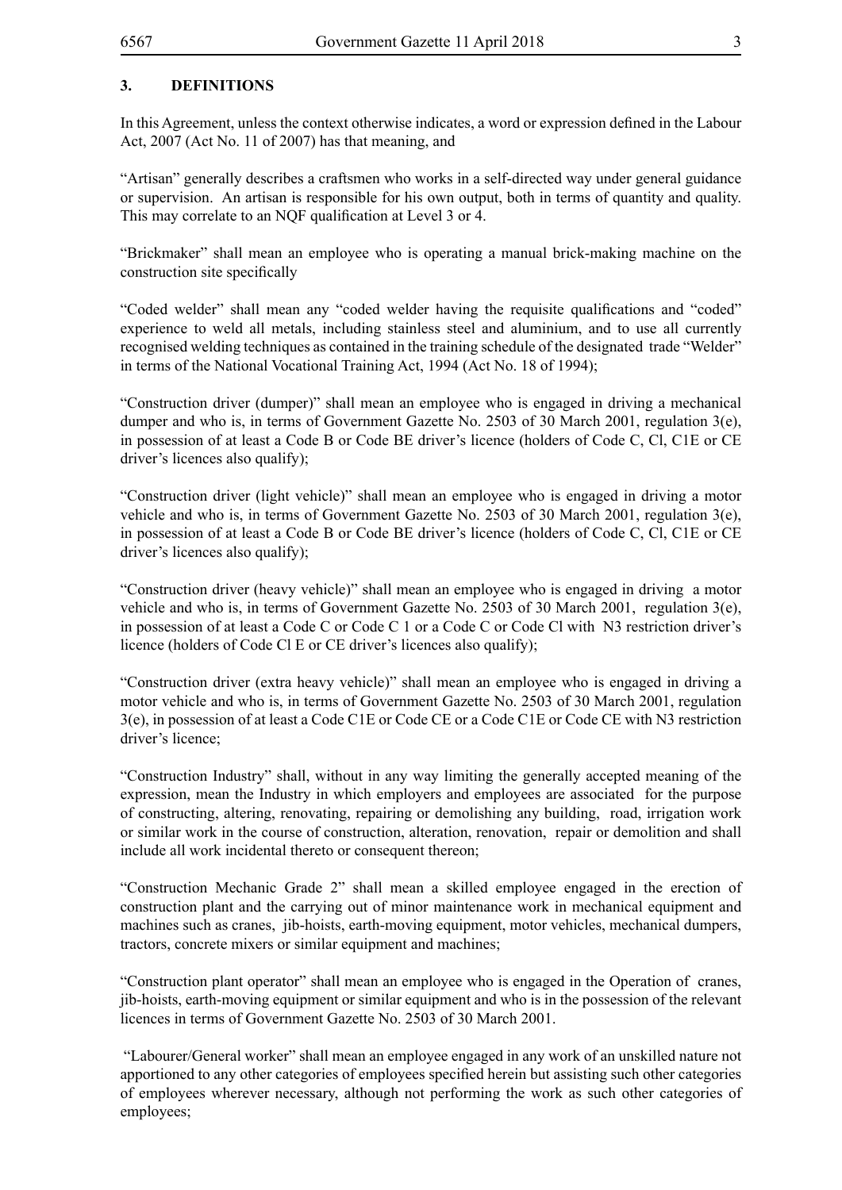### 3. DEFINITIONS

In this Agreement, unless the context otherwise indicates, a word or expression defined in the Labour Act, 2007 (Act No. 11 of 2007) has that meaning, and

"Artisan" generally describes a craftsmen who works in a self-directed way under general guidance or supervision. An artisan is responsible for his own output, both in terms of quantity and quality. This may correlate to an NQF qualification at Level 3 or 4.

"Brickmaker" shall mean an employee who is operating a manual brick-making machine on the construction site specifically

"Coded welder" shall mean any "coded welder having the requisite qualifications and "coded" experience to weld all metals, including stainless steel and aluminium, and to use all currently recognised welding techniques as contained in the training schedule of the designated trade "Welder" in terms of the National Vocational Training Act, 1994 (Act No. 18 of 1994);

"Construction driver (dumper)" shall mean an employee who is engaged in driving a mechanical dumper and who is, in terms of Government Gazette No. 2503 of 30 March 2001, regulation 3(e), in possession of at least a Code B or Code BE driver's licence (holders of Code C, Cl, C1E or CE driver's licences also qualify);

"Construction driver (light vehicle)" shall mean an employee who is engaged in driving a motor vehicle and who is, in terms of Government Gazette No. 2503 of 30 March 2001, regulation 3(e), in possession of at least a Code B or Code BE driver's licence (holders of Code C, Cl, C1E or CE driver's licences also qualify);

"Construction driver (heavy vehicle)" shall mean an employee who is engaged in driving a motor vehicle and who is, in terms of Government Gazette No. 2503 of 30 March 2001, regulation 3(e), in possession of at least a Code C or Code C 1 or a Code C or Code Cl with N3 restriction driver's licence (holders of Code Cl E or CE driver's licences also qualify);

"Construction driver (extra heavy vehicle)" shall mean an employee who is engaged in driving a motor vehicle and who is, in terms of Government Gazette No. 2503 of 30 March 2001, regulation 3(e), in possession of at least a Code C1E or Code CE or a Code C1E or Code CE with N3 restriction driver's licence;

"Construction Industry" shall, without in any way limiting the generally accepted meaning of the expression, mean the Industry in which employers and employees are associated for the purpose of constructing, altering, renovating, repairing or demolishing any building, road, irrigation work or similar work in the course of construction, alteration, renovation, repair or demolition and shall include all work incidental thereto or consequent thereon;

"Construction Mechanic Grade 2" shall mean a skilled employee engaged in the erection of construction plant and the carrying out of minor maintenance work in mechanical equipment and machines such as cranes, jib-hoists, earth-moving equipment, motor vehicles, mechanical dumpers, tractors, concrete mixers or similar equipment and machines;

"Construction plant operator" shall mean an employee who is engaged in the Operation of cranes, jib-hoists, earth-moving equipment or similar equipment and who is in the possession of the relevant licences in terms of Government Gazette No. 2503 of 30 March 2001.

"Labourer/General worker" shall mean an employee engaged in any work of an unskilled nature not apportioned to any other categories of employees specified herein but assisting such other categories of employees wherever necessary, although not performing the work as such other categories of employees;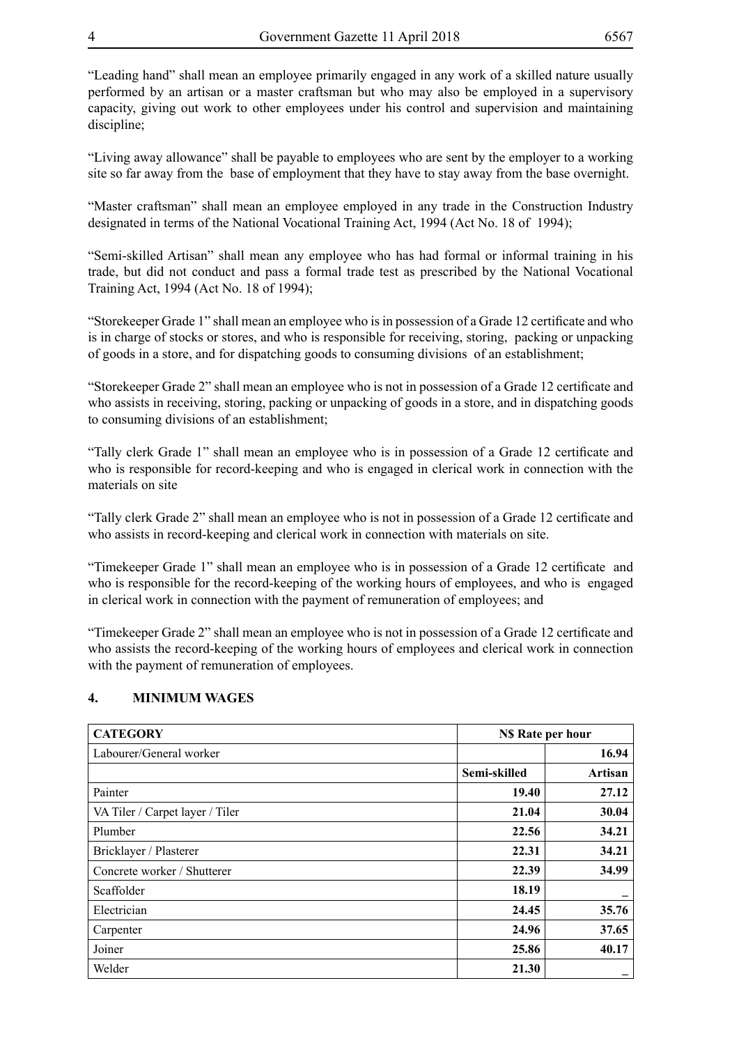"Leading hand" shall mean an employee primarily engaged in any work of a skilled nature usually performed by an artisan or a master craftsman but who may also be employed in a supervisory capacity, giving out work to other employees under his control and supervision and maintaining discipline;

"Living away allowance" shall be payable to employees who are sent by the employer to a working site so far away from the base of employment that they have to stay away from the base overnight.

"Master craftsman" shall mean an employee employed in any trade in the Construction Industry designated in terms of the National Vocational Training Act, 1994 (Act No. 18 of 1994);

"Semi-skilled Artisan" shall mean any employee who has had formal or informal training in his trade, but did not conduct and pass a formal trade test as prescribed by the National Vocational Training Act, 1994 (Act No. 18 of 1994);

"Storekeeper Grade 1" shall mean an employee who is in possession of a Grade 12 certificate and who is in charge of stocks or stores, and who is responsible for receiving, storing, packing or unpacking of goods in a store, and for dispatching goods to consuming divisions of an establishment;

"Storekeeper Grade 2" shall mean an employee who is not in possession of a Grade 12 certificate and who assists in receiving, storing, packing or unpacking of goods in a store, and in dispatching goods to consuming divisions of an establishment;

"Tally clerk Grade 1" shall mean an employee who is in possession of a Grade 12 certificate and who is responsible for record-keeping and who is engaged in clerical work in connection with the materials on site

"Tally clerk Grade 2" shall mean an employee who is not in possession of a Grade 12 certificate and who assists in record-keeping and clerical work in connection with materials on site.

"Timekeeper Grade 1" shall mean an employee who is in possession of a Grade 12 certificate and who is responsible for the record-keeping of the working hours of employees, and who is engaged in clerical work in connection with the payment of remuneration of employees; and

"Timekeeper Grade 2" shall mean an employee who is not in possession of a Grade 12 certificate and who assists the record-keeping of the working hours of employees and clerical work in connection with the payment of remuneration of employees.

## 4. MINIMUM WAGES

| **CATEGORY** | **N$ Rate per hour** | |
|---|---|---|
| Labourer/General worker | | **16.94** |
| | **Semi-skilled** | **Artisan** |
| Painter | **19.40** | **27.12** |
| VA Tiler / Carpet layer / Tiler | **21.04** | **30.04** |
| Plumber | **22.56** | **34.21** |
| Bricklayer / Plasterer | **22.31** | **34.21** |
| Concrete worker / Shutterer | **22.39** | **34.99** |
| Scaffolder | **18.19** | – |
| Electrician | **24.45** | **35.76** |
| Carpenter | **24.96** | **37.65** |
| Joiner | **25.86** | **40.17** |
| Welder | **21.30** | – |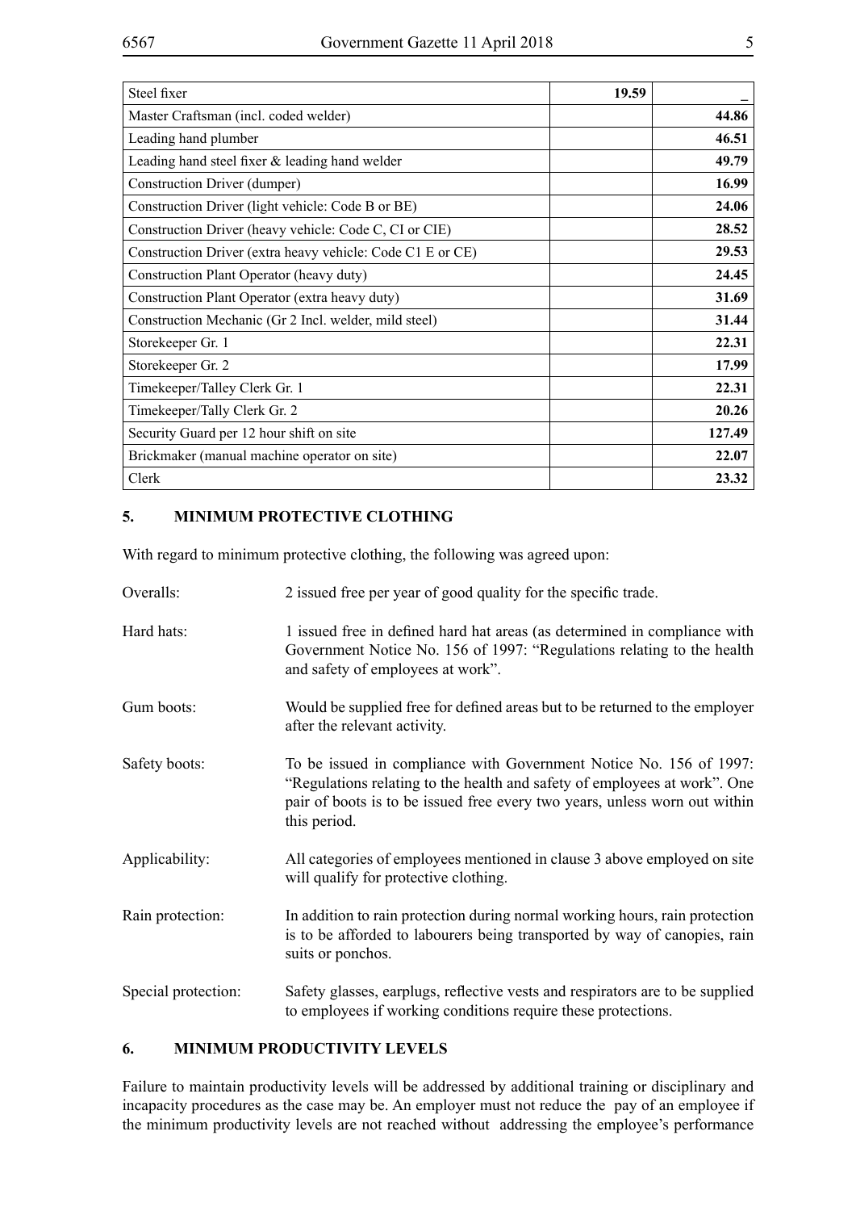| | | |
|---|---|---|
| Steel fixer | **19.59** | _ |
| Master Craftsman (incl. coded welder) | | **44.86** |
| Leading hand plumber | | **46.51** |
| Leading hand steel fixer & leading hand welder | | **49.79** |
| Construction Driver (dumper) | | **16.99** |
| Construction Driver (light vehicle: Code B or BE) | | **24.06** |
| Construction Driver (heavy vehicle: Code C, CI or CIE) | | **28.52** |
| Construction Driver (extra heavy vehicle: Code C1 E or CE) | | **29.53** |
| Construction Plant Operator (heavy duty) | | **24.45** |
| Construction Plant Operator (extra heavy duty) | | **31.69** |
| Construction Mechanic (Gr 2 Incl. welder, mild steel) | | **31.44** |
| Storekeeper Gr. 1 | | **22.31** |
| Storekeeper Gr. 2 | | **17.99** |
| Timekeeper/Talley Clerk Gr. 1 | | **22.31** |
| Timekeeper/Tally Clerk Gr. 2 | | **20.26** |
| Security Guard per 12 hour shift on site | | **127.49** |
| Brickmaker (manual machine operator on site) | | **22.07** |
| Clerk | | **23.32** |

## 5. MINIMUM PROTECTIVE CLOTHING

With regard to minimum protective clothing, the following was agreed upon:

**Overalls:** 2 issued free per year of good quality for the specific trade.

**Hard hats:** 1 issued free in defined hard hat areas (as determined in compliance with Government Notice No. 156 of 1997: "Regulations relating to the health and safety of employees at work".

**Gum boots:** Would be supplied free for defined areas but to be returned to the employer after the relevant activity.

**Safety boots:** To be issued in compliance with Government Notice No. 156 of 1997: "Regulations relating to the health and safety of employees at work". One pair of boots is to be issued free every two years, unless worn out within this period.

**Applicability:** All categories of employees mentioned in clause 3 above employed on site will qualify for protective clothing.

**Rain protection:** In addition to rain protection during normal working hours, rain protection is to be afforded to labourers being transported by way of canopies, rain suits or ponchos.

**Special protection:** Safety glasses, earplugs, reflective vests and respirators are to be supplied to employees if working conditions require these protections.

## 6. MINIMUM PRODUCTIVITY LEVELS

Failure to maintain productivity levels will be addressed by additional training or disciplinary and incapacity procedures as the case may be. An employer must not reduce the pay of an employee if the minimum productivity levels are not reached without addressing the employee's performance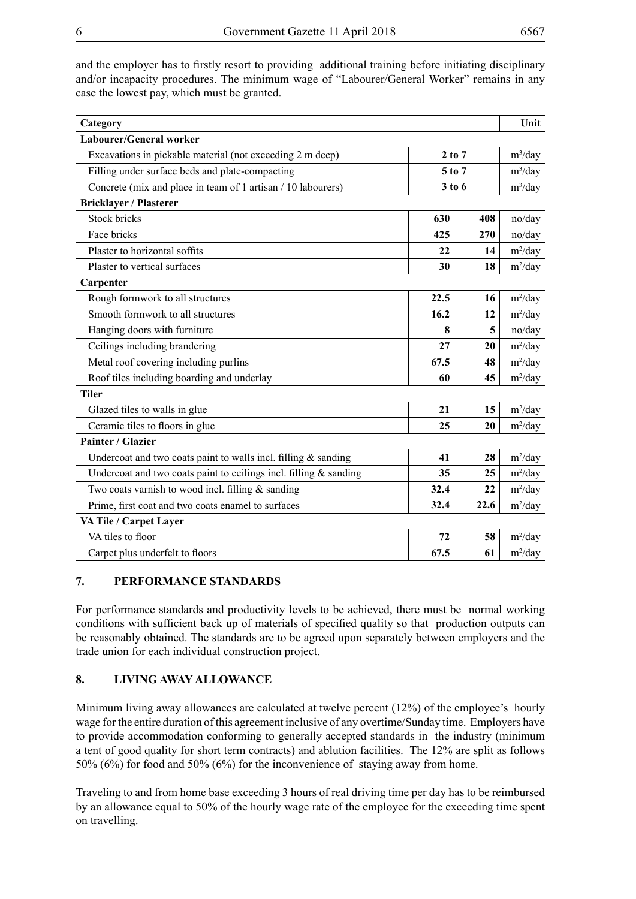and the employer has to firstly resort to providing additional training before initiating disciplinary and/or incapacity procedures. The minimum wage of "Labourer/General Worker" remains in any case the lowest pay, which must be granted.

| Category | | | Unit |
|---|---|---|---|
| **Labourer/General worker** | | | |
| Excavations in pickable material (not exceeding 2 m deep) | **2 to 7** | | $m^3$/day |
| Filling under surface beds and plate-compacting | **5 to 7** | | $m^3$/day |
| Concrete (mix and place in team of 1 artisan / 10 labourers) | **3 to 6** | | $m^3$/day |
| **Bricklayer / Plasterer** | | | |
| Stock bricks | **630** | **408** | no/day |
| Face bricks | **425** | **270** | no/day |
| Plaster to horizontal soffits | **22** | **14** | $m^2$/day |
| Plaster to vertical surfaces | **30** | **18** | $m^2$/day |
| **Carpenter** | | | |
| Rough formwork to all structures | **22.5** | **16** | $m^2$/day |
| Smooth formwork to all structures | **16.2** | **12** | $m^2$/day |
| Hanging doors with furniture | **8** | **5** | no/day |
| Ceilings including brandering | **27** | **20** | $m^2$/day |
| Metal roof covering including purlins | **67.5** | **48** | $m^2$/day |
| Roof tiles including boarding and underlay | **60** | **45** | $m^2$/day |
| **Tiler** | | | |
| Glazed tiles to walls in glue | **21** | **15** | $m^2$/day |
| Ceramic tiles to floors in glue | **25** | **20** | $m^2$/day |
| **Painter / Glazier** | | | |
| Undercoat and two coats paint to walls incl. filling & sanding | **41** | **28** | $m^2$/day |
| Undercoat and two coats paint to ceilings incl. filling & sanding | **35** | **25** | $m^2$/day |
| Two coats varnish to wood incl. filling & sanding | **32.4** | **22** | $m^2$/day |
| Prime, first coat and two coats enamel to surfaces | **32.4** | **22.6** | $m^2$/day |
| **VA Tile / Carpet Layer** | | | |
| VA tiles to floor | **72** | **58** | $m^2$/day |
| Carpet plus underfelt to floors | **67.5** | **61** | $m^2$/day |

## 7. PERFORMANCE STANDARDS

For performance standards and productivity levels to be achieved, there must be normal working conditions with sufficient back up of materials of specified quality so that production outputs can be reasonably obtained. The standards are to be agreed upon separately between employers and the trade union for each individual construction project.

## 8. LIVING AWAY ALLOWANCE

Minimum living away allowances are calculated at twelve percent (12%) of the employee's hourly wage for the entire duration of this agreement inclusive of any overtime/Sunday time. Employers have to provide accommodation conforming to generally accepted standards in the industry (minimum a tent of good quality for short term contracts) and ablution facilities. The 12% are split as follows 50% (6%) for food and 50% (6%) for the inconvenience of staying away from home.

Traveling to and from home base exceeding 3 hours of real driving time per day has to be reimbursed by an allowance equal to 50% of the hourly wage rate of the employee for the exceeding time spent on travelling.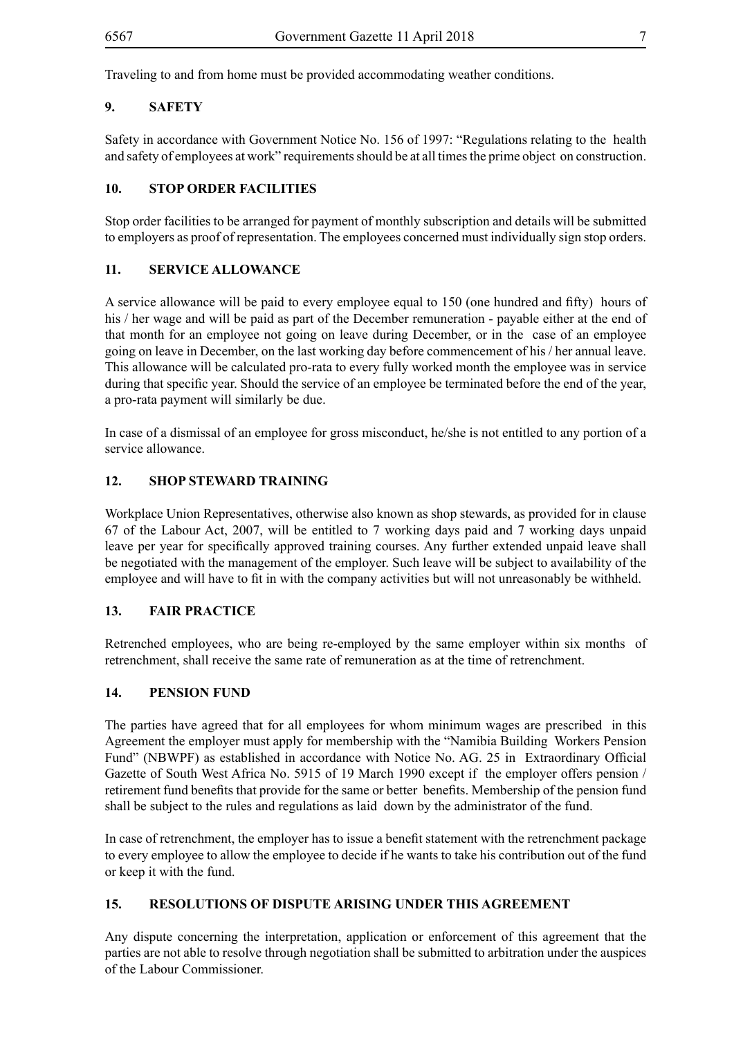Traveling to and from home must be provided accommodating weather conditions.

## 9. SAFETY

Safety in accordance with Government Notice No. 156 of 1997: "Regulations relating to the health and safety of employees at work" requirements should be at all times the prime object on construction.

## 10. STOP ORDER FACILITIES

Stop order facilities to be arranged for payment of monthly subscription and details will be submitted to employers as proof of representation. The employees concerned must individually sign stop orders.

## 11. SERVICE ALLOWANCE

A service allowance will be paid to every employee equal to 150 (one hundred and fifty) hours of his / her wage and will be paid as part of the December remuneration - payable either at the end of that month for an employee not going on leave during December, or in the case of an employee going on leave in December, on the last working day before commencement of his / her annual leave. This allowance will be calculated pro-rata to every fully worked month the employee was in service during that specific year. Should the service of an employee be terminated before the end of the year, a pro-rata payment will similarly be due.

In case of a dismissal of an employee for gross misconduct, he/she is not entitled to any portion of a service allowance.

## 12. SHOP STEWARD TRAINING

Workplace Union Representatives, otherwise also known as shop stewards, as provided for in clause 67 of the Labour Act, 2007, will be entitled to 7 working days paid and 7 working days unpaid leave per year for specifically approved training courses. Any further extended unpaid leave shall be negotiated with the management of the employer. Such leave will be subject to availability of the employee and will have to fit in with the company activities but will not unreasonably be withheld.

## 13. FAIR PRACTICE

Retrenched employees, who are being re-employed by the same employer within six months of retrenchment, shall receive the same rate of remuneration as at the time of retrenchment.

## 14. PENSION FUND

The parties have agreed that for all employees for whom minimum wages are prescribed in this Agreement the employer must apply for membership with the "Namibia Building Workers Pension Fund" (NBWPF) as established in accordance with Notice No. AG. 25 in Extraordinary Official Gazette of South West Africa No. 5915 of 19 March 1990 except if the employer offers pension / retirement fund benefits that provide for the same or better benefits. Membership of the pension fund shall be subject to the rules and regulations as laid down by the administrator of the fund.

In case of retrenchment, the employer has to issue a benefit statement with the retrenchment package to every employee to allow the employee to decide if he wants to take his contribution out of the fund or keep it with the fund.

## 15. RESOLUTIONS OF DISPUTE ARISING UNDER THIS AGREEMENT

Any dispute concerning the interpretation, application or enforcement of this agreement that the parties are not able to resolve through negotiation shall be submitted to arbitration under the auspices of the Labour Commissioner.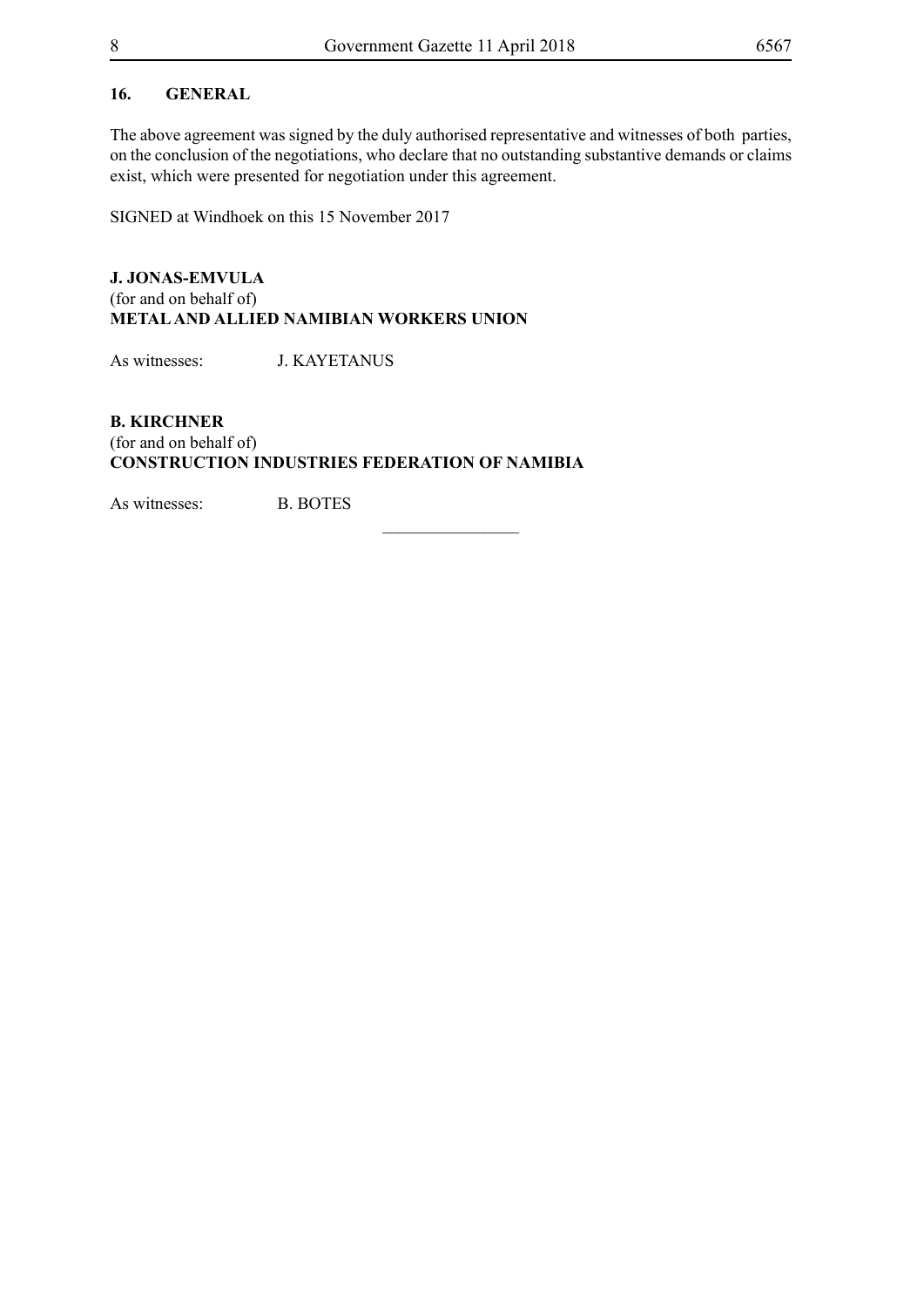## 16. GENERAL

The above agreement was signed by the duly authorised representative and witnesses of both parties, on the conclusion of the negotiations, who declare that no outstanding substantive demands or claims exist, which were presented for negotiation under this agreement.

SIGNED at Windhoek on this 15 November 2017

**J. JONAS-EMVULA**
(for and on behalf of)
**METAL AND ALLIED NAMIBIAN WORKERS UNION**

As witnesses: J. KAYETANUS

**B. KIRCHNER**
(for and on behalf of)
**CONSTRUCTION INDUSTRIES FEDERATION OF NAMIBIA**

As witnesses: B. BOTES

________________